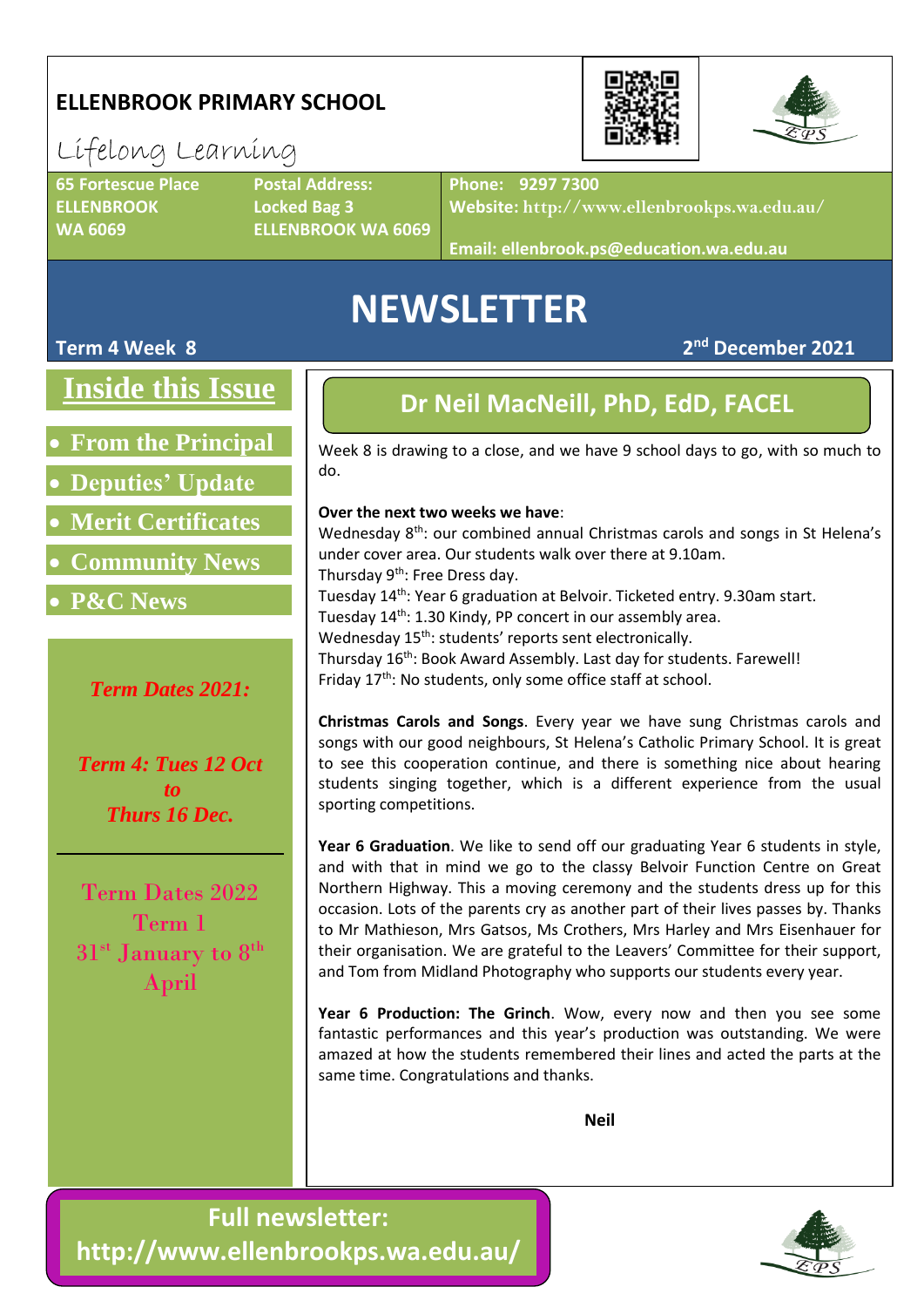# ELLENBROOK PRIMARY SCHOOL

Lifelong Learning

**65 Fortescue Place**
**ELLENBROOK**
**WA 6069**

**Postal Address:**
**Locked Bag 3**
**ELLENBROOK WA 6069**

**Phone: 9297 7300**
**Website: http://www.ellenbrookps.wa.edu.au/**
**Email: ellenbrook.ps@education.wa.edu.au**

# NEWSLETTER

**Term 4 Week 8**

**2nd December 2021**

## Inside this Issue

- **From the Principal**
- **Deputies' Update**
- **Merit Certificates**
- **Community News**
- **P&C News**

***Term Dates 2021:***

***Term 4: Tues 12 Oct to Thurs 16 Dec.***

Term Dates 2022
Term 1
31st January to 8th April

## Dr Neil MacNeill, PhD, EdD, FACEL

Week 8 is drawing to a close, and we have 9 school days to go, with so much to do.

**Over the next two weeks we have**:
Wednesday 8th: our combined annual Christmas carols and songs in St Helena's under cover area. Our students walk over there at 9.10am.
Thursday 9th: Free Dress day.
Tuesday 14th: Year 6 graduation at Belvoir. Ticketed entry. 9.30am start.
Tuesday 14th: 1.30 Kindy, PP concert in our assembly area.
Wednesday 15th: students' reports sent electronically.
Thursday 16th: Book Award Assembly. Last day for students. Farewell!
Friday 17th: No students, only some office staff at school.

**Christmas Carols and Songs**. Every year we have sung Christmas carols and songs with our good neighbours, St Helena's Catholic Primary School. It is great to see this cooperation continue, and there is something nice about hearing students singing together, which is a different experience from the usual sporting competitions.

**Year 6 Graduation**. We like to send off our graduating Year 6 students in style, and with that in mind we go to the classy Belvoir Function Centre on Great Northern Highway. This a moving ceremony and the students dress up for this occasion. Lots of the parents cry as another part of their lives passes by. Thanks to Mr Mathieson, Mrs Gatsos, Ms Crothers, Mrs Harley and Mrs Eisenhauer for their organisation. We are grateful to the Leavers' Committee for their support, and Tom from Midland Photography who supports our students every year.

**Year 6 Production: The Grinch**. Wow, every now and then you see some fantastic performances and this year's production was outstanding. We were amazed at how the students remembered their lines and acted the parts at the same time. Congratulations and thanks.

**Neil**

**Full newsletter: http://www.ellenbrookps.wa.edu.au/**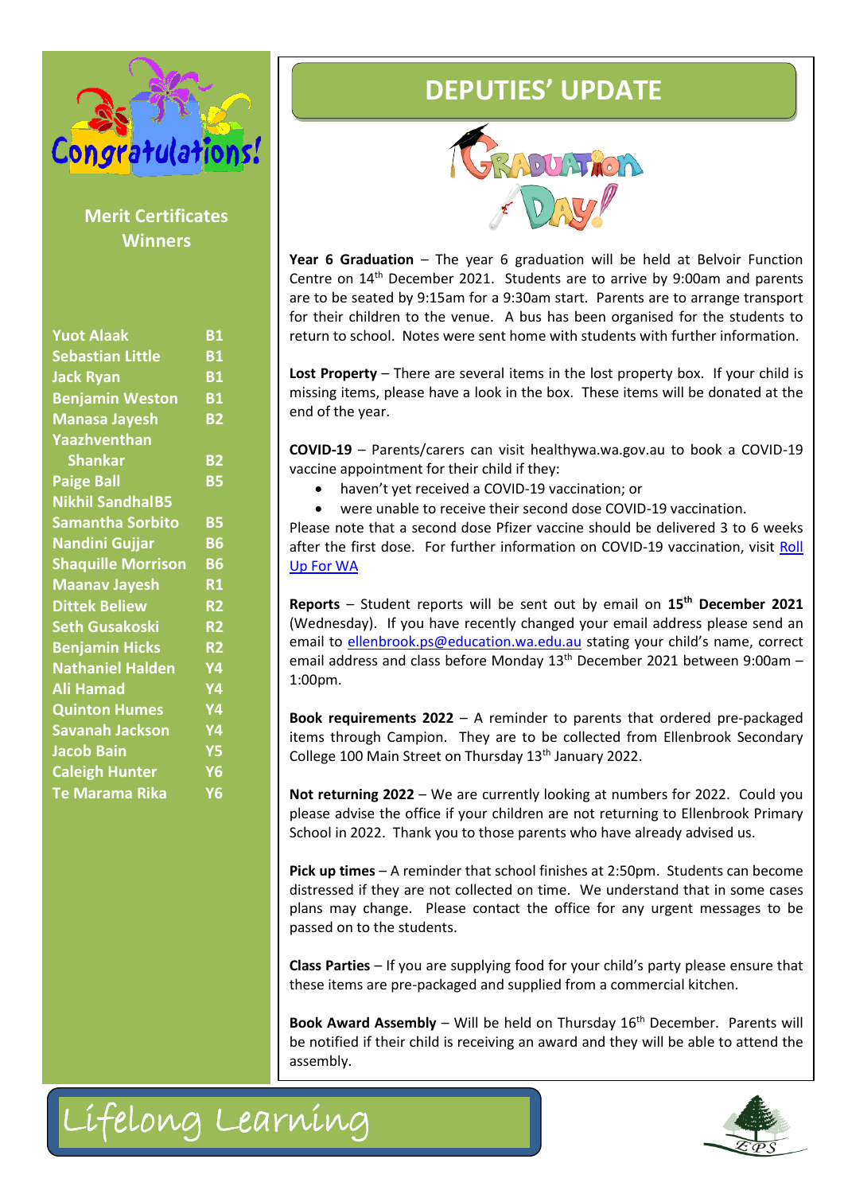## Merit Certificates Winners

| | |
|---|---|
| Yuot Alaak | B1 |
| Sebastian Little | B1 |
| Jack Ryan | B1 |
| Benjamin Weston | B1 |
| Manasa Jayesh | B2 |
| Yaazhventhan Shankar | B2 |
| Paige Ball | B5 |
| Nikhil Sandhal | B5 |
| Samantha Sorbito | B5 |
| Nandini Gujjar | B6 |
| Shaquille Morrison | B6 |
| Maanav Jayesh | R1 |
| Dittek Believ | R2 |
| Seth Gusakoski | R2 |
| Benjamin Hicks | R2 |
| Nathaniel Halden | Y4 |
| Ali Hamad | Y4 |
| Quinton Humes | Y4 |
| Savanah Jackson | Y4 |
| Jacob Bain | Y5 |
| Caleigh Hunter | Y6 |
| Te Marama Rika | Y6 |

# DEPUTIES' UPDATE

**Year 6 Graduation** – The year 6 graduation will be held at Belvoir Function Centre on 14th December 2021. Students are to arrive by 9:00am and parents are to be seated by 9:15am for a 9:30am start. Parents are to arrange transport for their children to the venue. A bus has been organised for the students to return to school. Notes were sent home with students with further information.

**Lost Property** – There are several items in the lost property box. If your child is missing items, please have a look in the box. These items will be donated at the end of the year.

**COVID-19** – Parents/carers can visit healthywa.wa.gov.au to book a COVID-19 vaccine appointment for their child if they:

- haven't yet received a COVID-19 vaccination; or
- were unable to receive their second dose COVID-19 vaccination.

Please note that a second dose Pfizer vaccine should be delivered 3 to 6 weeks after the first dose. For further information on COVID-19 vaccination, visit Roll Up For WA

**Reports** – Student reports will be sent out by email on **15th December 2021** (Wednesday). If you have recently changed your email address please send an email to ellenbrook.ps@education.wa.edu.au stating your child's name, correct email address and class before Monday 13th December 2021 between 9:00am – 1:00pm.

**Book requirements 2022** – A reminder to parents that ordered pre-packaged items through Campion. They are to be collected from Ellenbrook Secondary College 100 Main Street on Thursday 13th January 2022.

**Not returning 2022** – We are currently looking at numbers for 2022. Could you please advise the office if your children are not returning to Ellenbrook Primary School in 2022. Thank you to those parents who have already advised us.

**Pick up times** – A reminder that school finishes at 2:50pm. Students can become distressed if they are not collected on time. We understand that in some cases plans may change. Please contact the office for any urgent messages to be passed on to the students.

**Class Parties** – If you are supplying food for your child's party please ensure that these items are pre-packaged and supplied from a commercial kitchen.

**Book Award Assembly** – Will be held on Thursday 16th December. Parents will be notified if their child is receiving an award and they will be able to attend the assembly.

Lifelong Learning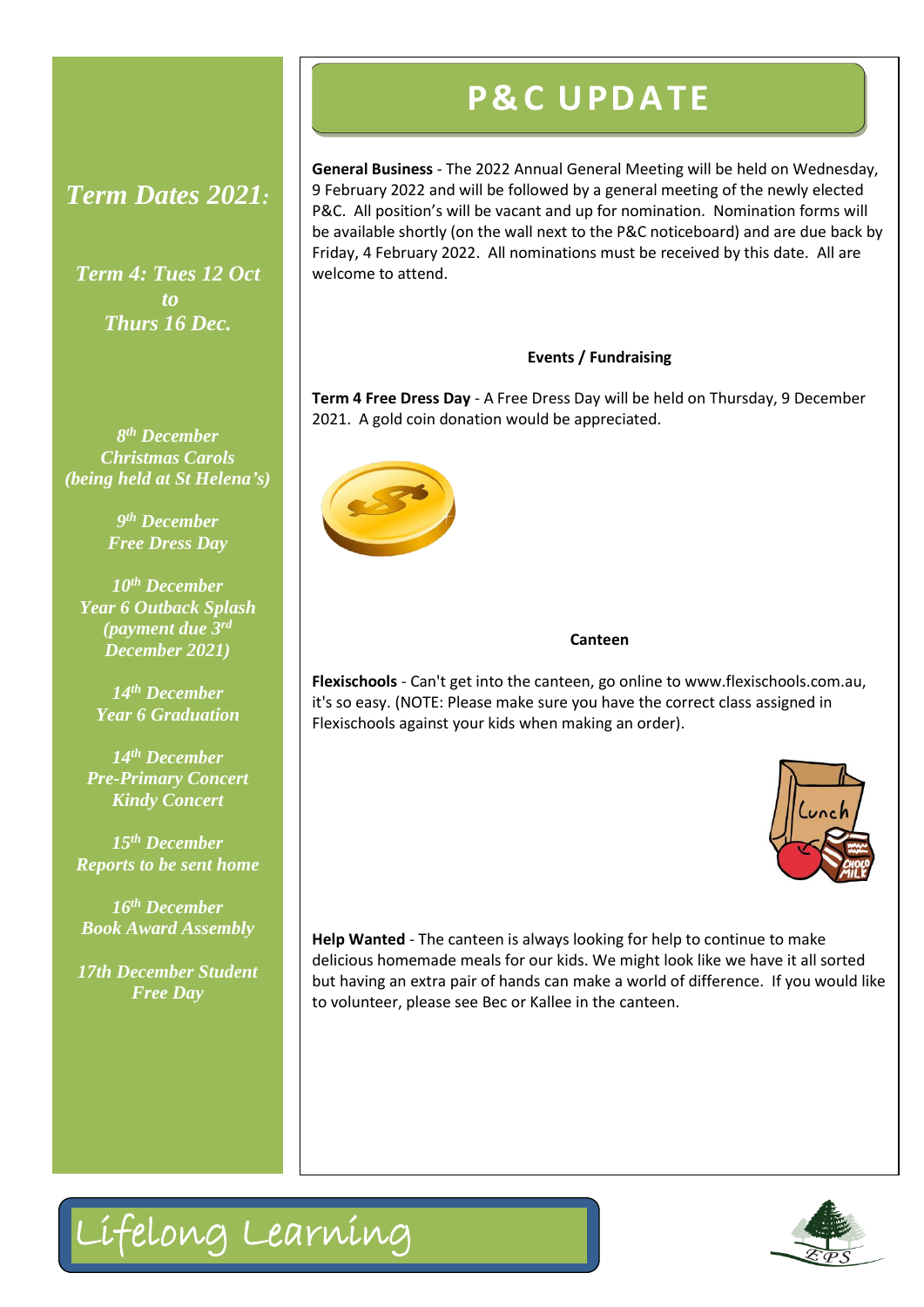## *Term Dates 2021:*

***Term 4: Tues 12 Oct to Thurs 16 Dec.***

***8th December***
***Christmas Carols (being held at St Helena's)***

***9th December***
***Free Dress Day***

***10th December***
***Year 6 Outback Splash (payment due 3rd December 2021)***

***14th December***
***Year 6 Graduation***

***14th December***
***Pre-Primary Concert***
***Kindy Concert***

***15th December***
***Reports to be sent home***

***16th December***
***Book Award Assembly***

***17th December Student Free Day***

# P&C UPDATE

**General Business** - The 2022 Annual General Meeting will be held on Wednesday, 9 February 2022 and will be followed by a general meeting of the newly elected P&C. All position's will be vacant and up for nomination. Nomination forms will be available shortly (on the wall next to the P&C noticeboard) and are due back by Friday, 4 February 2022. All nominations must be received by this date. All are welcome to attend.

**Events / Fundraising**

**Term 4 Free Dress Day** - A Free Dress Day will be held on Thursday, 9 December 2021. A gold coin donation would be appreciated.

**Canteen**

**Flexischools** - Can't get into the canteen, go online to www.flexischools.com.au, it's so easy. (NOTE: Please make sure you have the correct class assigned in Flexischools against your kids when making an order).

**Help Wanted** - The canteen is always looking for help to continue to make delicious homemade meals for our kids. We might look like we have it all sorted but having an extra pair of hands can make a world of difference. If you would like to volunteer, please see Bec or Kallee in the canteen.

Lifelong Learning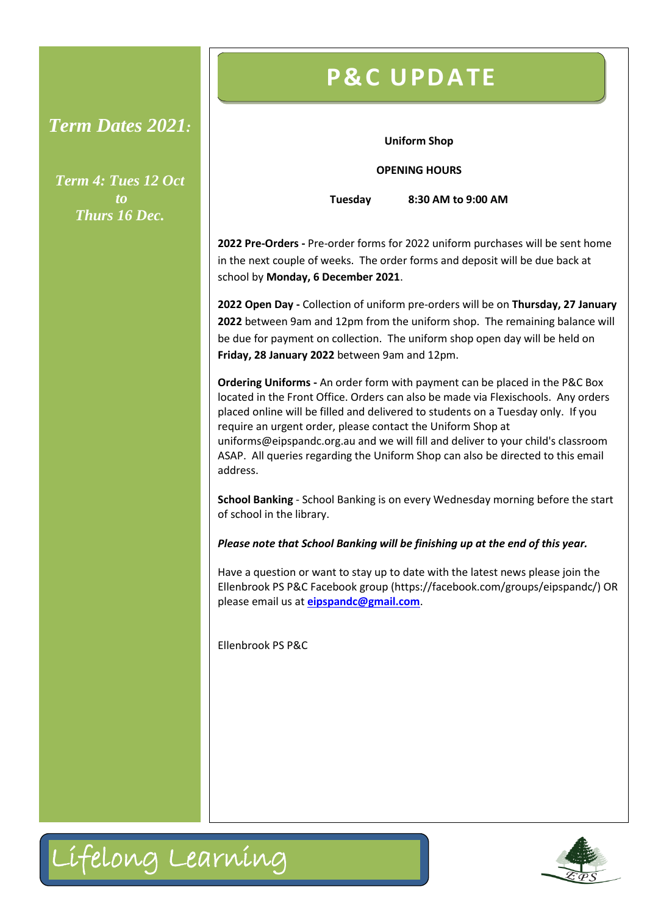*Term Dates 2021:*

*Term 4: Tues 12 Oct to Thurs 16 Dec.*

# P&C UPDATE

**Uniform Shop**

**OPENING HOURS**

**Tuesday 8:30 AM to 9:00 AM**

**2022 Pre-Orders -** Pre-order forms for 2022 uniform purchases will be sent home in the next couple of weeks. The order forms and deposit will be due back at school by **Monday, 6 December 2021**.

**2022 Open Day -** Collection of uniform pre-orders will be on **Thursday, 27 January 2022** between 9am and 12pm from the uniform shop. The remaining balance will be due for payment on collection. The uniform shop open day will be held on **Friday, 28 January 2022** between 9am and 12pm.

**Ordering Uniforms -** An order form with payment can be placed in the P&C Box located in the Front Office. Orders can also be made via Flexischools. Any orders placed online will be filled and delivered to students on a Tuesday only. If you require an urgent order, please contact the Uniform Shop at uniforms@eipspandc.org.au and we will fill and deliver to your child's classroom ASAP. All queries regarding the Uniform Shop can also be directed to this email address.

**School Banking** - School Banking is on every Wednesday morning before the start of school in the library.

***Please note that School Banking will be finishing up at the end of this year.***

Have a question or want to stay up to date with the latest news please join the Ellenbrook PS P&C Facebook group (https://facebook.com/groups/eipspandc/) OR please email us at **eipspandc@gmail.com**.

Ellenbrook PS P&C

Lifelong Learning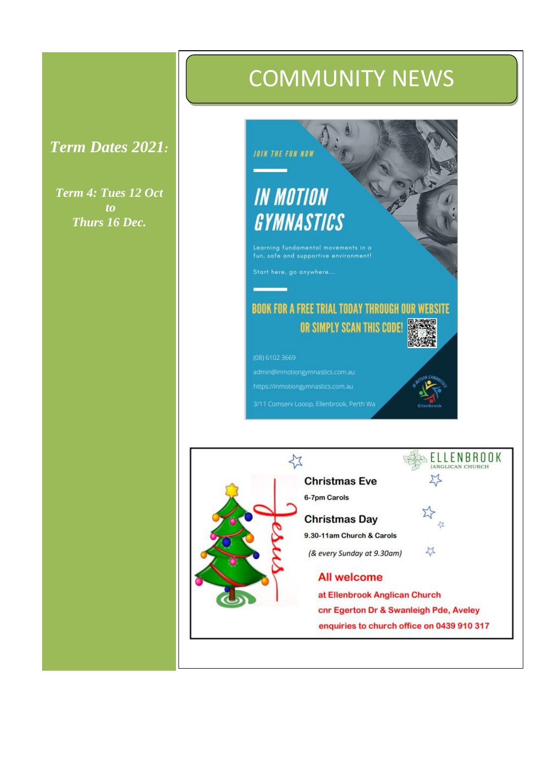*Term Dates 2021:*

*Term 4: Tues 12 Oct to Thurs 16 Dec.*

# COMMUNITY NEWS

JOIN THE FUN NOW

## IN MOTION GYMNASTICS

Learning fundamental movements in a fun, safe and supportive environment!

Start here, go anywhere...

**BOOK FOR A FREE TRIAL TODAY THROUGH OUR WEBSITE OR SIMPLY SCAN THIS CODE!**

(08) 6102 3669

admin@inmotiongymnastics.com.au

https://inmotiongymnastics.com.au

3/11 Comserv Looop, Ellenbrook, Perth Wa

---

ELLENBROOK ANGLICAN CHURCH

**Christmas Eve**

6-7pm Carols

**Christmas Day**

9.30-11am Church & Carols

*(& every Sunday at 9.30am)*

**All welcome**

at Ellenbrook Anglican Church

cnr Egerton Dr & Swanleigh Pde, Aveley

enquiries to church office on 0439 910 317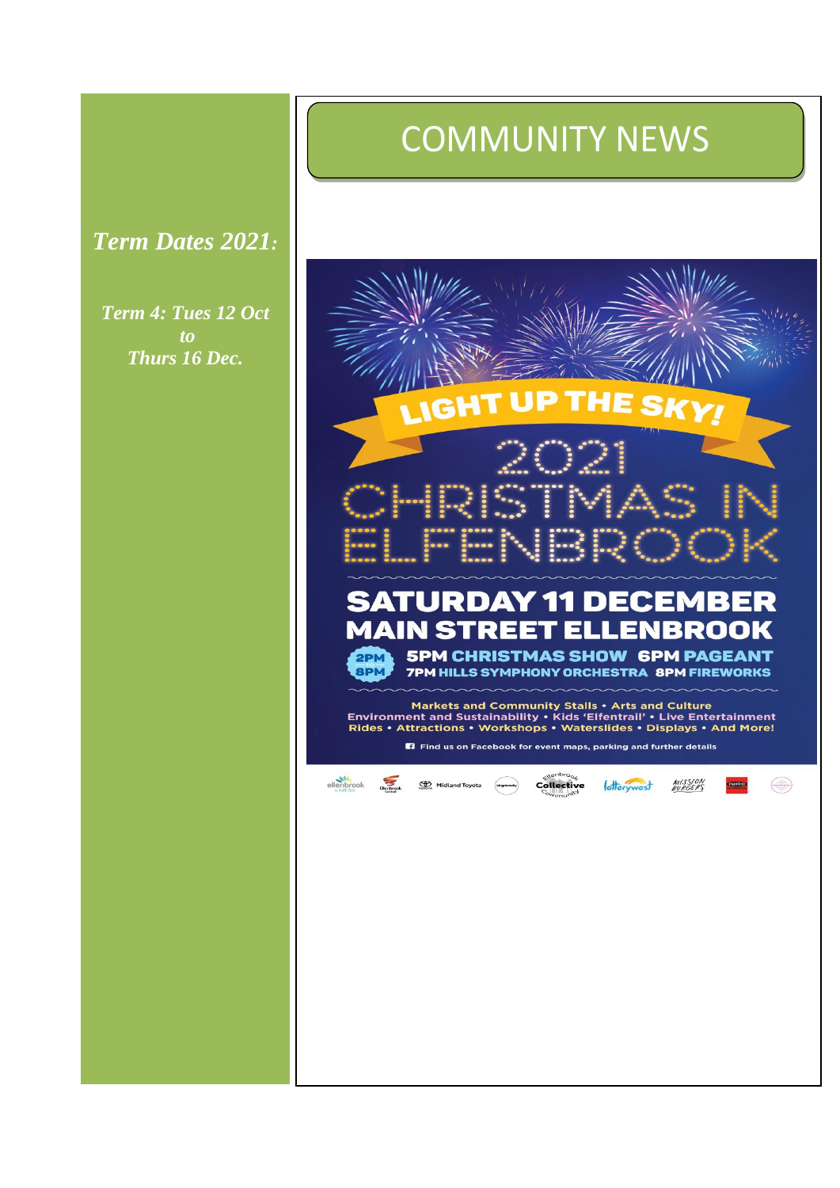# COMMUNITY NEWS

***Term Dates 2021:***

***Term 4: Tues 12 Oct to Thurs 16 Dec.***

**LIGHT UP THE SKY!**

**2021 CHRISTMAS IN ELFENBROOK**

**SATURDAY 11 DECEMBER**
**MAIN STREET ELLENBROOK**

**2PM 8PM**

**5PM CHRISTMAS SHOW 6PM PAGEANT**
**7PM HILLS SYMPHONY ORCHESTRA 8PM FIREWORKS**

Markets and Community Stalls • Arts and Culture
Environment and Sustainability • Kids 'Elfentrail' • Live Entertainment
Rides • Attractions • Workshops • Waterslides • Displays • And More!

Find us on Facebook for event maps, parking and further details

ellenbrook · Ellenbrook Central · Midland Toyota · Ellenbrook Collective Community · lotterywest · Mission Burgers